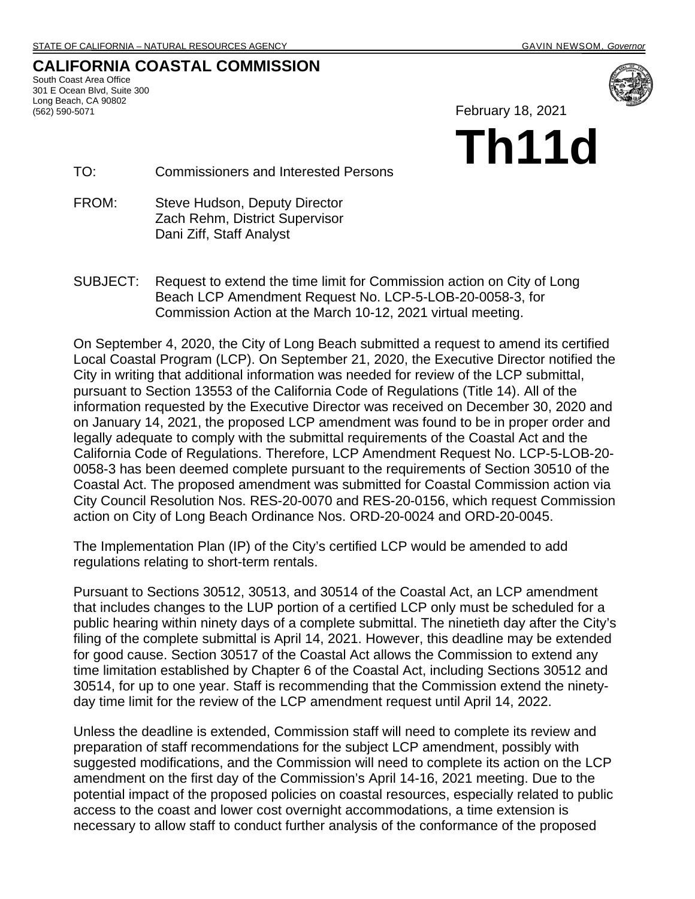STATE OF CALIFORNIA – NATURAL RESOURCES AGENCY GAVIN NEWSOM, *Governor*

# CALIFORNIA COASTAL COMMISSION

South Coast Area Office
301 E Ocean Blvd, Suite 300
Long Beach, CA 90802
(562) 590-5071

February 18, 2021

# Th11d

TO: Commissioners and Interested Persons

FROM: Steve Hudson, Deputy Director
Zach Rehm, District Supervisor
Dani Ziff, Staff Analyst

SUBJECT: Request to extend the time limit for Commission action on City of Long Beach LCP Amendment Request No. LCP-5-LOB-20-0058-3, for Commission Action at the March 10-12, 2021 virtual meeting.

On September 4, 2020, the City of Long Beach submitted a request to amend its certified Local Coastal Program (LCP). On September 21, 2020, the Executive Director notified the City in writing that additional information was needed for review of the LCP submittal, pursuant to Section 13553 of the California Code of Regulations (Title 14). All of the information requested by the Executive Director was received on December 30, 2020 and on January 14, 2021, the proposed LCP amendment was found to be in proper order and legally adequate to comply with the submittal requirements of the Coastal Act and the California Code of Regulations. Therefore, LCP Amendment Request No. LCP-5-LOB-20-0058-3 has been deemed complete pursuant to the requirements of Section 30510 of the Coastal Act. The proposed amendment was submitted for Coastal Commission action via City Council Resolution Nos. RES-20-0070 and RES-20-0156, which request Commission action on City of Long Beach Ordinance Nos. ORD-20-0024 and ORD-20-0045.

The Implementation Plan (IP) of the City's certified LCP would be amended to add regulations relating to short-term rentals.

Pursuant to Sections 30512, 30513, and 30514 of the Coastal Act, an LCP amendment that includes changes to the LUP portion of a certified LCP only must be scheduled for a public hearing within ninety days of a complete submittal. The ninetieth day after the City's filing of the complete submittal is April 14, 2021. However, this deadline may be extended for good cause. Section 30517 of the Coastal Act allows the Commission to extend any time limitation established by Chapter 6 of the Coastal Act, including Sections 30512 and 30514, for up to one year. Staff is recommending that the Commission extend the ninety-day time limit for the review of the LCP amendment request until April 14, 2022.

Unless the deadline is extended, Commission staff will need to complete its review and preparation of staff recommendations for the subject LCP amendment, possibly with suggested modifications, and the Commission will need to complete its action on the LCP amendment on the first day of the Commission's April 14-16, 2021 meeting. Due to the potential impact of the proposed policies on coastal resources, especially related to public access to the coast and lower cost overnight accommodations, a time extension is necessary to allow staff to conduct further analysis of the conformance of the proposed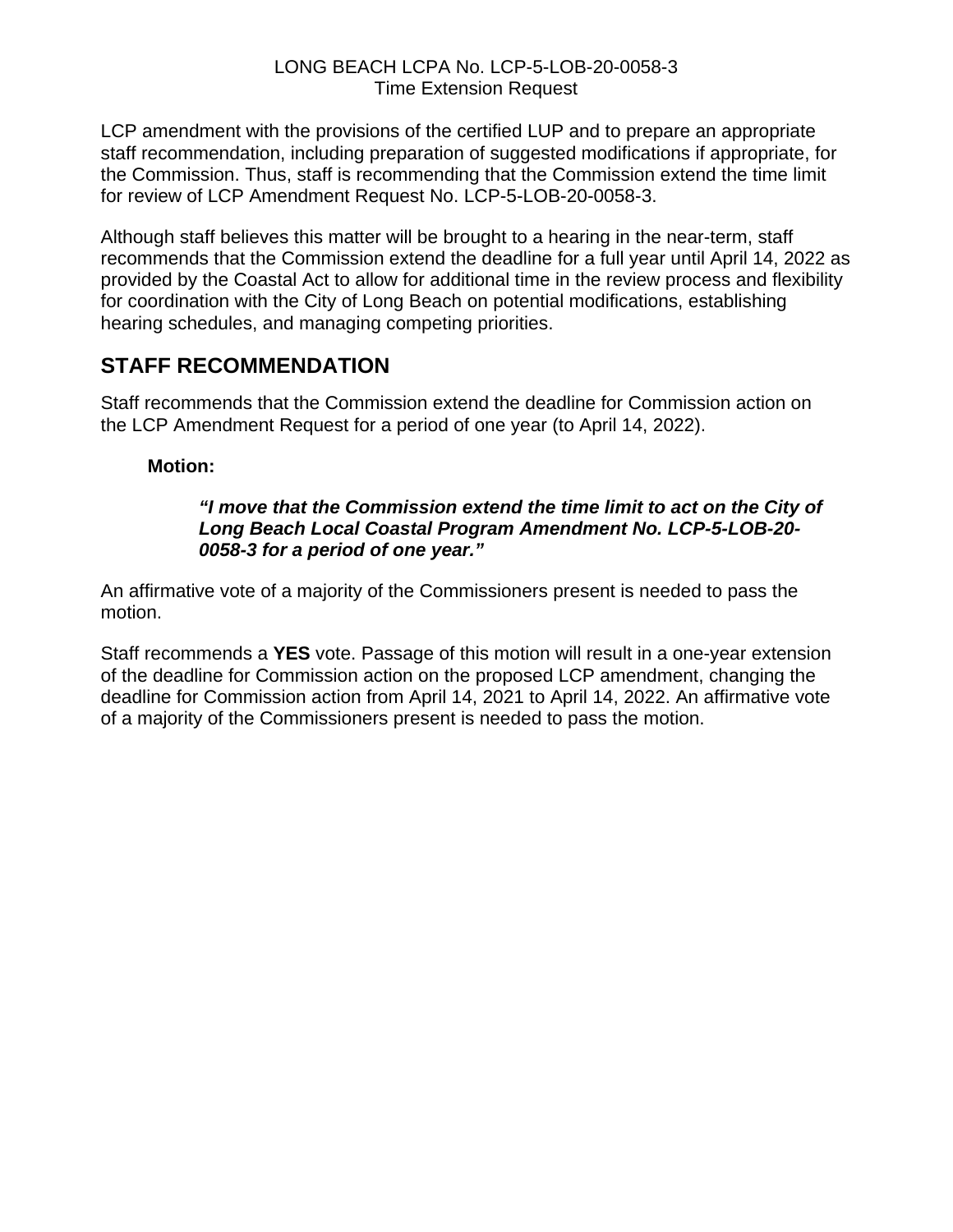LCP amendment with the provisions of the certified LUP and to prepare an appropriate staff recommendation, including preparation of suggested modifications if appropriate, for the Commission. Thus, staff is recommending that the Commission extend the time limit for review of LCP Amendment Request No. LCP-5-LOB-20-0058-3.

Although staff believes this matter will be brought to a hearing in the near-term, staff recommends that the Commission extend the deadline for a full year until April 14, 2022 as provided by the Coastal Act to allow for additional time in the review process and flexibility for coordination with the City of Long Beach on potential modifications, establishing hearing schedules, and managing competing priorities.

## STAFF RECOMMENDATION

Staff recommends that the Commission extend the deadline for Commission action on the LCP Amendment Request for a period of one year (to April 14, 2022).

**Motion:**

> ***"I move that the Commission extend the time limit to act on the City of Long Beach Local Coastal Program Amendment No. LCP-5-LOB-20-0058-3 for a period of one year."***

An affirmative vote of a majority of the Commissioners present is needed to pass the motion.

Staff recommends a **YES** vote. Passage of this motion will result in a one-year extension of the deadline for Commission action on the proposed LCP amendment, changing the deadline for Commission action from April 14, 2021 to April 14, 2022. An affirmative vote of a majority of the Commissioners present is needed to pass the motion.